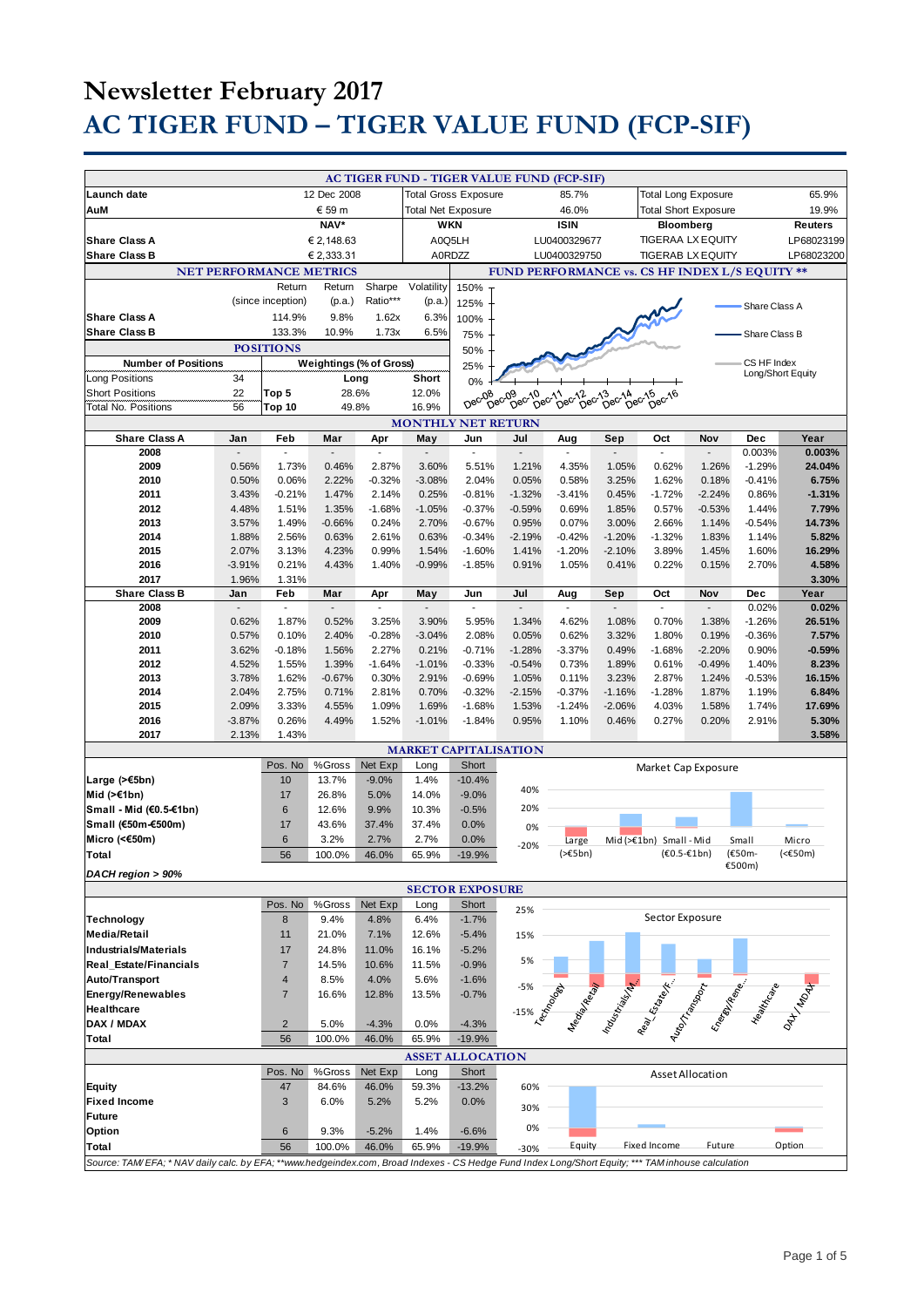# Newsletter February 2017

# AC TIGER FUND – TIGER VALUE FUND (FCP-SIF)

## AC TIGER FUND - TIGER VALUE FUND (FCP-SIF)

| | | | | | |
|---|---|---|---|---|---|
| Launch date | 12 Dec 2008 | Total Gross Exposure | 85.7% | Total Long Exposure | 65.9% |
| AuM | € 59 m | Total Net Exposure | 46.0% | Total Short Exposure | 19.9% |
| | NAV* | WKN | ISIN | Bloomberg | Reuters |
| Share Class A | € 2,148.63 | A0Q5LH | LU0400329677 | TIGERAA LX EQUITY | LP68023199 |
| Share Class B | € 2,333.31 | A0RDZZ | LU0400329750 | TIGERAB LX EQUITY | LP68023200 |

### NET PERFORMANCE METRICS

| | Return (since inception) | Return (p.a.) | Sharpe Ratio*** | Volatility (p.a.) |
|---|---|---|---|---|
| Share Class A | 114.9% | 9.8% | 1.62x | 6.3% |
| Share Class B | 133.3% | 10.9% | 1.73x | 6.5% |

### POSITIONS

| Number of Positions | | Weightings (% of Gross) | Long | Short |
|---|---|---|---|---|
| Long Positions | 34 | Top 5 | 28.6% | 12.0% |
| Short Positions | 22 | Top 10 | 49.8% | 16.9% |
| Total No. Positions | 56 | | | |

### FUND PERFORMANCE vs. CS HF INDEX L/S EQUITY **

150%
125%
100%
75%
50%
25%
0%
Dec-08 Dec-09 Dec-10 Dec-11 Dec-12 Dec-13 Dec-14 Dec-15 Dec-16
Share Class A
Share Class B
CS HF Index Long/Short Equity

### MONTHLY NET RETURN

| Share Class A | Jan | Feb | Mar | Apr | May | Jun | Jul | Aug | Sep | Oct | Nov | Dec | Year |
|---|---|---|---|---|---|---|---|---|---|---|---|---|---|
| 2008 | - | - | - | - | - | - | - | - | - | - | - | 0.003% | **0.003%** |
| 2009 | 0.56% | 1.73% | 0.46% | 2.87% | 3.60% | 5.51% | 1.21% | 4.35% | 1.05% | 0.62% | 1.26% | -1.29% | **24.04%** |
| 2010 | 0.50% | 0.06% | 2.22% | -0.32% | -3.08% | 2.04% | 0.05% | 0.58% | 3.25% | 1.62% | 0.18% | -0.41% | **6.75%** |
| 2011 | 3.43% | -0.21% | 1.47% | 2.14% | 0.25% | -0.81% | -1.32% | -3.41% | 0.45% | -1.72% | -2.24% | 0.86% | **-1.31%** |
| 2012 | 4.48% | 1.51% | 1.35% | -1.68% | -1.05% | -0.37% | -0.59% | 0.69% | 1.85% | 0.57% | -0.53% | 1.44% | **7.79%** |
| 2013 | 3.57% | 1.49% | -0.66% | 0.24% | 2.70% | -0.67% | 0.95% | 0.07% | 3.00% | 2.66% | 1.14% | -0.54% | **14.73%** |
| 2014 | 1.88% | 2.56% | 0.63% | 2.61% | 0.63% | -0.34% | -2.19% | -0.42% | -1.20% | -1.32% | 1.83% | 1.14% | **5.82%** |
| 2015 | 2.07% | 3.13% | 4.23% | 0.99% | 1.54% | -1.60% | 1.41% | -1.20% | -2.10% | 3.89% | 1.45% | 1.60% | **16.29%** |
| 2016 | -3.91% | 0.21% | 4.43% | 1.40% | -0.99% | -1.85% | 0.91% | 1.05% | 0.41% | 0.22% | 0.15% | 2.70% | **4.58%** |
| 2017 | 1.96% | 1.31% | | | | | | | | | | | **3.30%** |

| Share Class B | Jan | Feb | Mar | Apr | May | Jun | Jul | Aug | Sep | Oct | Nov | Dec | Year |
|---|---|---|---|---|---|---|---|---|---|---|---|---|---|
| 2008 | - | - | - | - | - | - | - | - | - | - | - | 0.02% | **0.02%** |
| 2009 | 0.62% | 1.87% | 0.52% | 3.25% | 3.90% | 5.95% | 1.34% | 4.62% | 1.08% | 0.70% | 1.38% | -1.26% | **26.51%** |
| 2010 | 0.57% | 0.10% | 2.40% | -0.28% | -3.04% | 2.08% | 0.05% | 0.62% | 3.32% | 1.80% | 0.19% | -0.36% | **7.57%** |
| 2011 | 3.62% | -0.18% | 1.56% | 2.27% | 0.21% | -0.71% | -1.28% | -3.37% | 0.49% | -1.68% | -2.20% | 0.90% | **-0.59%** |
| 2012 | 4.52% | 1.55% | 1.39% | -1.64% | -1.01% | -0.33% | -0.54% | 0.73% | 1.89% | 0.61% | -0.49% | 1.40% | **8.23%** |
| 2013 | 3.78% | 1.62% | -0.67% | 0.30% | 2.91% | -0.69% | 1.05% | 0.11% | 3.23% | 2.87% | 1.24% | -0.53% | **16.15%** |
| 2014 | 2.04% | 2.75% | 0.71% | 2.81% | 0.70% | -0.32% | -2.15% | -0.37% | -1.16% | -1.28% | 1.87% | 1.19% | **6.84%** |
| 2015 | 2.09% | 3.33% | 4.55% | 1.09% | 1.69% | -1.68% | 1.53% | -1.24% | -2.06% | 4.03% | 1.58% | 1.74% | **17.69%** |
| 2016 | -3.87% | 0.26% | 4.49% | 1.52% | -1.01% | -1.84% | 0.95% | 1.10% | 0.46% | 0.27% | 0.20% | 2.91% | **5.30%** |
| 2017 | 2.13% | 1.43% | | | | | | | | | | | **3.58%** |

### MARKET CAPITALISATION

| | Pos. No | %Gross | Net Exp | Long | Short |
|---|---|---|---|---|---|
| Large (>€5bn) | 10 | 13.7% | -9.0% | 1.4% | -10.4% |
| Mid (>€1bn) | 17 | 26.8% | 5.0% | 14.0% | -9.0% |
| Small - Mid (€0.5-€1bn) | 6 | 12.6% | 9.9% | 10.3% | -0.5% |
| Small (€50m-€500m) | 17 | 43.6% | 37.4% | 37.4% | 0.0% |
| Micro (<€50m) | 6 | 3.2% | 2.7% | 2.7% | 0.0% |
| Total | 56 | 100.0% | 46.0% | 65.9% | -19.9% |

*DACH region > 90%*

Market Cap Exposure
40%
20%
0%
-20%
Large (>€5bn) Mid (>€1bn) Small - Mid (€0.5-€1bn) Small (€50m-€500m) Micro (<€50m)

### SECTOR EXPOSURE

| | Pos. No | %Gross | Net Exp | Long | Short |
|---|---|---|---|---|---|
| Technology | 8 | 9.4% | 4.8% | 6.4% | -1.7% |
| Media/Retail | 11 | 21.0% | 7.1% | 12.6% | -5.4% |
| Industrials/Materials | 17 | 24.8% | 11.0% | 16.1% | -5.2% |
| Real_Estate/Financials | 7 | 14.5% | 10.6% | 11.5% | -0.9% |
| Auto/Transport | 4 | 8.5% | 4.0% | 5.6% | -1.6% |
| Energy/Renewables | 7 | 16.6% | 12.8% | 13.5% | -0.7% |
| Healthcare | | | | | |
| DAX / MDAX | 2 | 5.0% | -4.3% | 0.0% | -4.3% |
| Total | 56 | 100.0% | 46.0% | 65.9% | -19.9% |

Sector Exposure
25%
15%
5%
-5%
-15%
Technology Media/Retail Industrials/M... Real_Estate/F... Auto/Transport Energy/Rene... Healthcare DAX / MDAX

### ASSET ALLOCATION

| | Pos. No | %Gross | Net Exp | Long | Short |
|---|---|---|---|---|---|
| Equity | 47 | 84.6% | 46.0% | 59.3% | -13.2% |
| Fixed Income | 3 | 6.0% | 5.2% | 5.2% | 0.0% |
| Future | | | | | |
| Option | 6 | 9.3% | -5.2% | 1.4% | -6.6% |
| Total | 56 | 100.0% | 46.0% | 65.9% | -19.9% |

Asset Allocation
60%
30%
0%
-30%
Equity Fixed Income Future Option

*Source: TAM/ EFA; * NAV daily calc. by EFA; **www.hedgeindex.com, Broad Indexes - CS Hedge Fund Index Long/Short Equity; *** TAM inhouse calculation*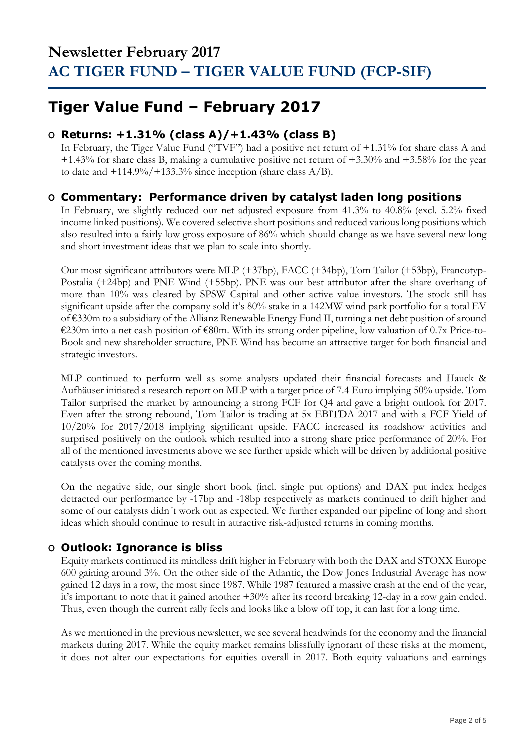# Newsletter February 2017

# AC TIGER FUND – TIGER VALUE FUND (FCP-SIF)

## Tiger Value Fund – February 2017

### Returns: +1.31% (class A)/+1.43% (class B)

In February, the Tiger Value Fund ("TVF") had a positive net return of +1.31% for share class A and +1.43% for share class B, making a cumulative positive net return of +3.30% and +3.58% for the year to date and +114.9%/+133.3% since inception (share class A/B).

### Commentary: Performance driven by catalyst laden long positions

In February, we slightly reduced our net adjusted exposure from 41.3% to 40.8% (excl. 5.2% fixed income linked positions). We covered selective short positions and reduced various long positions which also resulted into a fairly low gross exposure of 86% which should change as we have several new long and short investment ideas that we plan to scale into shortly.

Our most significant attributors were MLP (+37bp), FACC (+34bp), Tom Tailor (+53bp), Francotyp-Postalia (+24bp) and PNE Wind (+55bp). PNE was our best attributor after the share overhang of more than 10% was cleared by SPSW Capital and other active value investors. The stock still has significant upside after the company sold it's 80% stake in a 142MW wind park portfolio for a total EV of €330m to a subsidiary of the Allianz Renewable Energy Fund II, turning a net debt position of around €230m into a net cash position of €80m. With its strong order pipeline, low valuation of 0.7x Price-to-Book and new shareholder structure, PNE Wind has become an attractive target for both financial and strategic investors.

MLP continued to perform well as some analysts updated their financial forecasts and Hauck & Aufhäuser initiated a research report on MLP with a target price of 7.4 Euro implying 50% upside. Tom Tailor surprised the market by announcing a strong FCF for Q4 and gave a bright outlook for 2017. Even after the strong rebound, Tom Tailor is trading at 5x EBITDA 2017 and with a FCF Yield of 10/20% for 2017/2018 implying significant upside. FACC increased its roadshow activities and surprised positively on the outlook which resulted into a strong share price performance of 20%. For all of the mentioned investments above we see further upside which will be driven by additional positive catalysts over the coming months.

On the negative side, our single short book (incl. single put options) and DAX put index hedges detracted our performance by -17bp and -18bp respectively as markets continued to drift higher and some of our catalysts didn´t work out as expected. We further expanded our pipeline of long and short ideas which should continue to result in attractive risk-adjusted returns in coming months.

### Outlook: Ignorance is bliss

Equity markets continued its mindless drift higher in February with both the DAX and STOXX Europe 600 gaining around 3%. On the other side of the Atlantic, the Dow Jones Industrial Average has now gained 12 days in a row, the most since 1987. While 1987 featured a massive crash at the end of the year, it's important to note that it gained another +30% after its record breaking 12-day in a row gain ended. Thus, even though the current rally feels and looks like a blow off top, it can last for a long time.

As we mentioned in the previous newsletter, we see several headwinds for the economy and the financial markets during 2017. While the equity market remains blissfully ignorant of these risks at the moment, it does not alter our expectations for equities overall in 2017. Both equity valuations and earnings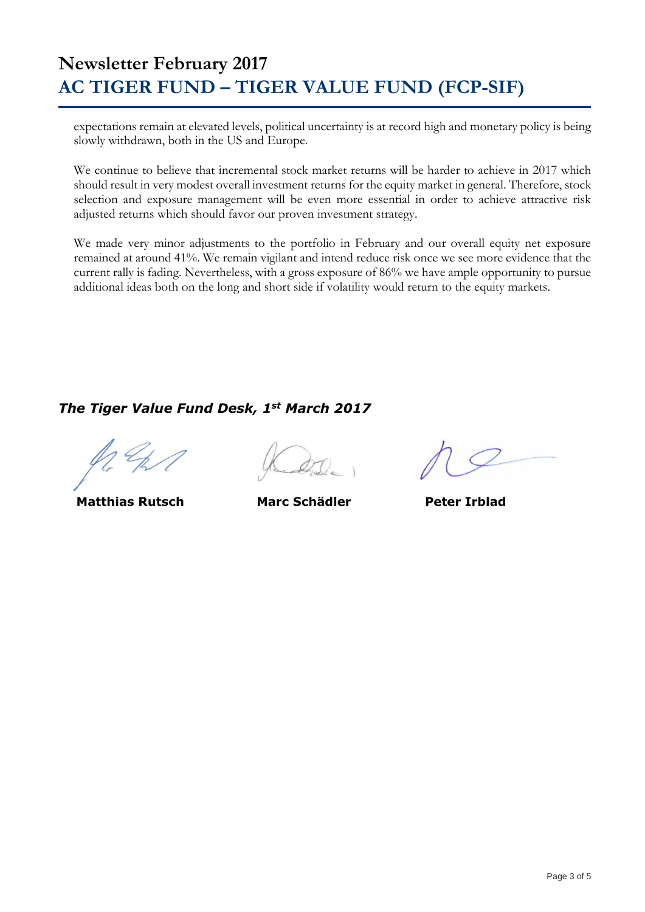expectations remain at elevated levels, political uncertainty is at record high and monetary policy is being slowly withdrawn, both in the US and Europe.

We continue to believe that incremental stock market returns will be harder to achieve in 2017 which should result in very modest overall investment returns for the equity market in general. Therefore, stock selection and exposure management will be even more essential in order to achieve attractive risk adjusted returns which should favor our proven investment strategy.

We made very minor adjustments to the portfolio in February and our overall equity net exposure remained at around 41%. We remain vigilant and intend reduce risk once we see more evidence that the current rally is fading. Nevertheless, with a gross exposure of 86% we have ample opportunity to pursue additional ideas both on the long and short side if volatility would return to the equity markets.

***The Tiger Value Fund Desk, 1st March 2017***

**Matthias Rutsch** **Marc Schädler** **Peter Irblad**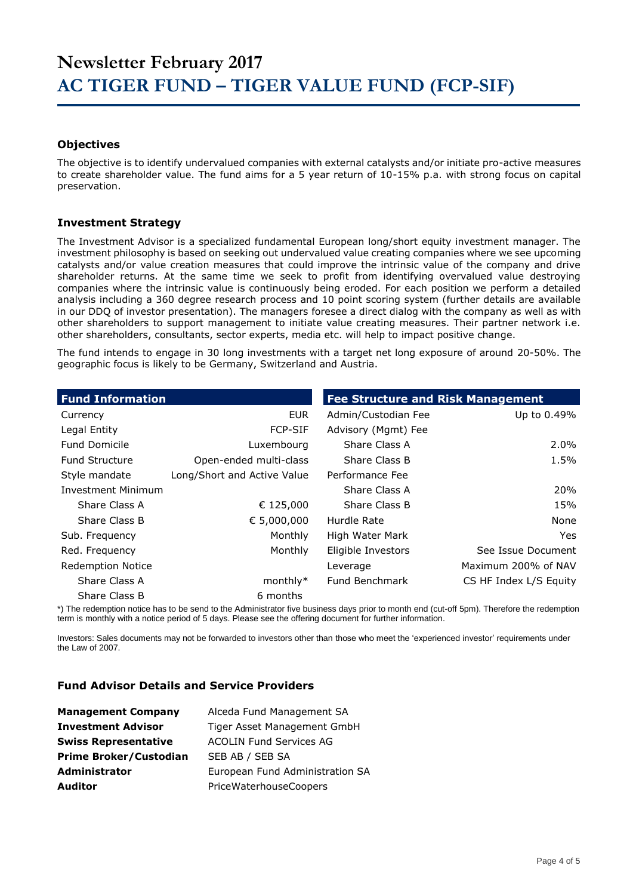# Newsletter February 2017
# AC TIGER FUND – TIGER VALUE FUND (FCP-SIF)

## Objectives

The objective is to identify undervalued companies with external catalysts and/or initiate pro-active measures to create shareholder value. The fund aims for a 5 year return of 10-15% p.a. with strong focus on capital preservation.

## Investment Strategy

The Investment Advisor is a specialized fundamental European long/short equity investment manager. The investment philosophy is based on seeking out undervalued value creating companies where we see upcoming catalysts and/or value creation measures that could improve the intrinsic value of the company and drive shareholder returns. At the same time we seek to profit from identifying overvalued value destroying companies where the intrinsic value is continuously being eroded. For each position we perform a detailed analysis including a 360 degree research process and 10 point scoring system (further details are available in our DDQ of investor presentation). The managers foresee a direct dialog with the company as well as with other shareholders to support management to initiate value creating measures. Their partner network i.e. other shareholders, consultants, sector experts, media etc. will help to impact positive change.

The fund intends to engage in 30 long investments with a target net long exposure of around 20-50%. The geographic focus is likely to be Germany, Switzerland and Austria.

| Fund Information | |
|---|---|
| Currency | EUR |
| Legal Entity | FCP-SIF |
| Fund Domicile | Luxembourg |
| Fund Structure | Open-ended multi-class |
| Style mandate | Long/Short and Active Value |
| Investment Minimum | |
| Share Class A | € 125,000 |
| Share Class B | € 5,000,000 |
| Sub. Frequency | Monthly |
| Red. Frequency | Monthly |
| Redemption Notice | |
| Share Class A | monthly* |
| Share Class B | 6 months |

| Fee Structure and Risk Management | |
|---|---|
| Admin/Custodian Fee | Up to 0.49% |
| Advisory (Mgmt) Fee | |
| Share Class A | 2.0% |
| Share Class B | 1.5% |
| Performance Fee | |
| Share Class A | 20% |
| Share Class B | 15% |
| Hurdle Rate | None |
| High Water Mark | Yes |
| Eligible Investors | See Issue Document |
| Leverage | Maximum 200% of NAV |
| Fund Benchmark | CS HF Index L/S Equity |

*) The redemption notice has to be send to the Administrator five business days prior to month end (cut-off 5pm). Therefore the redemption term is monthly with a notice period of 5 days. Please see the offering document for further information.

Investors: Sales documents may not be forwarded to investors other than those who meet the 'experienced investor' requirements under the Law of 2007.

## Fund Advisor Details and Service Providers

| | |
|---|---|
| **Management Company** | Alceda Fund Management SA |
| **Investment Advisor** | Tiger Asset Management GmbH |
| **Swiss Representative** | ACOLIN Fund Services AG |
| **Prime Broker/Custodian** | SEB AB / SEB SA |
| **Administrator** | European Fund Administration SA |
| **Auditor** | PriceWaterhouseCoopers |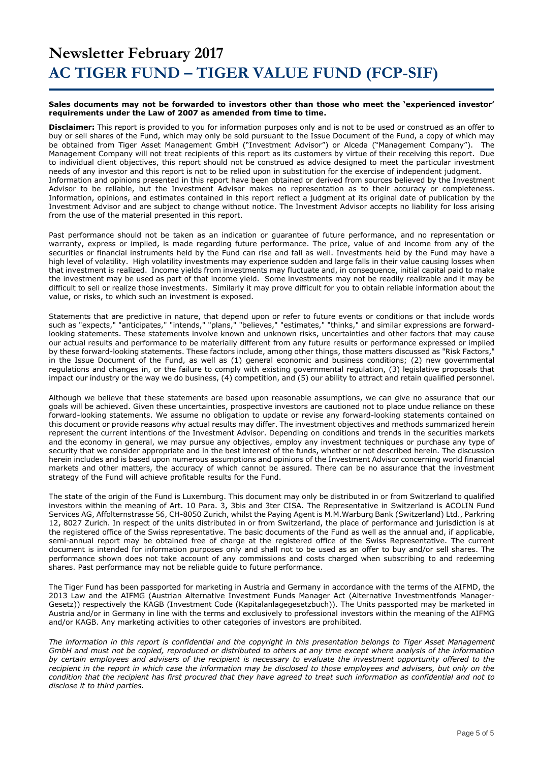# Newsletter February 2017

# AC TIGER FUND – TIGER VALUE FUND (FCP-SIF)

**Sales documents may not be forwarded to investors other than those who meet the 'experienced investor' requirements under the Law of 2007 as amended from time to time.**

**Disclaimer:** This report is provided to you for information purposes only and is not to be used or construed as an offer to buy or sell shares of the Fund, which may only be sold pursuant to the Issue Document of the Fund, a copy of which may be obtained from Tiger Asset Management GmbH ("Investment Advisor") or Alceda ("Management Company"). The Management Company will not treat recipients of this report as its customers by virtue of their receiving this report. Due to individual client objectives, this report should not be construed as advice designed to meet the particular investment needs of any investor and this report is not to be relied upon in substitution for the exercise of independent judgment. Information and opinions presented in this report have been obtained or derived from sources believed by the Investment Advisor to be reliable, but the Investment Advisor makes no representation as to their accuracy or completeness. Information, opinions, and estimates contained in this report reflect a judgment at its original date of publication by the Investment Advisor and are subject to change without notice. The Investment Advisor accepts no liability for loss arising from the use of the material presented in this report.

Past performance should not be taken as an indication or guarantee of future performance, and no representation or warranty, express or implied, is made regarding future performance. The price, value of and income from any of the securities or financial instruments held by the Fund can rise and fall as well. Investments held by the Fund may have a high level of volatility. High volatility investments may experience sudden and large falls in their value causing losses when that investment is realized. Income yields from investments may fluctuate and, in consequence, initial capital paid to make the investment may be used as part of that income yield. Some investments may not be readily realizable and it may be difficult to sell or realize those investments. Similarly it may prove difficult for you to obtain reliable information about the value, or risks, to which such an investment is exposed.

Statements that are predictive in nature, that depend upon or refer to future events or conditions or that include words such as "expects," "anticipates," "intends," "plans," "believes," "estimates," "thinks," and similar expressions are forward-looking statements. These statements involve known and unknown risks, uncertainties and other factors that may cause our actual results and performance to be materially different from any future results or performance expressed or implied by these forward-looking statements. These factors include, among other things, those matters discussed as "Risk Factors," in the Issue Document of the Fund, as well as (1) general economic and business conditions; (2) new governmental regulations and changes in, or the failure to comply with existing governmental regulation, (3) legislative proposals that impact our industry or the way we do business, (4) competition, and (5) our ability to attract and retain qualified personnel.

Although we believe that these statements are based upon reasonable assumptions, we can give no assurance that our goals will be achieved. Given these uncertainties, prospective investors are cautioned not to place undue reliance on these forward-looking statements. We assume no obligation to update or revise any forward-looking statements contained on this document or provide reasons why actual results may differ. The investment objectives and methods summarized herein represent the current intentions of the Investment Advisor. Depending on conditions and trends in the securities markets and the economy in general, we may pursue any objectives, employ any investment techniques or purchase any type of security that we consider appropriate and in the best interest of the funds, whether or not described herein. The discussion herein includes and is based upon numerous assumptions and opinions of the Investment Advisor concerning world financial markets and other matters, the accuracy of which cannot be assured. There can be no assurance that the investment strategy of the Fund will achieve profitable results for the Fund.

The state of the origin of the Fund is Luxemburg. This document may only be distributed in or from Switzerland to qualified investors within the meaning of Art. 10 Para. 3, 3bis and 3ter CISA. The Representative in Switzerland is ACOLIN Fund Services AG, Affolternstrasse 56, CH-8050 Zurich, whilst the Paying Agent is M.M.Warburg Bank (Switzerland) Ltd., Parkring 12, 8027 Zurich. In respect of the units distributed in or from Switzerland, the place of performance and jurisdiction is at the registered office of the Swiss representative. The basic documents of the Fund as well as the annual and, if applicable, semi-annual report may be obtained free of charge at the registered office of the Swiss Representative. The current document is intended for information purposes only and shall not to be used as an offer to buy and/or sell shares. The performance shown does not take account of any commissions and costs charged when subscribing to and redeeming shares. Past performance may not be reliable guide to future performance.

The Tiger Fund has been passported for marketing in Austria and Germany in accordance with the terms of the AIFMD, the 2013 Law and the AIFMG (Austrian Alternative Investment Funds Manager Act (Alternative Investmentfonds Manager-Gesetz)) respectively the KAGB (Investment Code (Kapitalanlagegesetzbuch)). The Units passported may be marketed in Austria and/or in Germany in line with the terms and exclusively to professional investors within the meaning of the AIFMG and/or KAGB. Any marketing activities to other categories of investors are prohibited.

*The information in this report is confidential and the copyright in this presentation belongs to Tiger Asset Management GmbH and must not be copied, reproduced or distributed to others at any time except where analysis of the information by certain employees and advisers of the recipient is necessary to evaluate the investment opportunity offered to the recipient in the report in which case the information may be disclosed to those employees and advisers, but only on the condition that the recipient has first procured that they have agreed to treat such information as confidential and not to disclose it to third parties.*